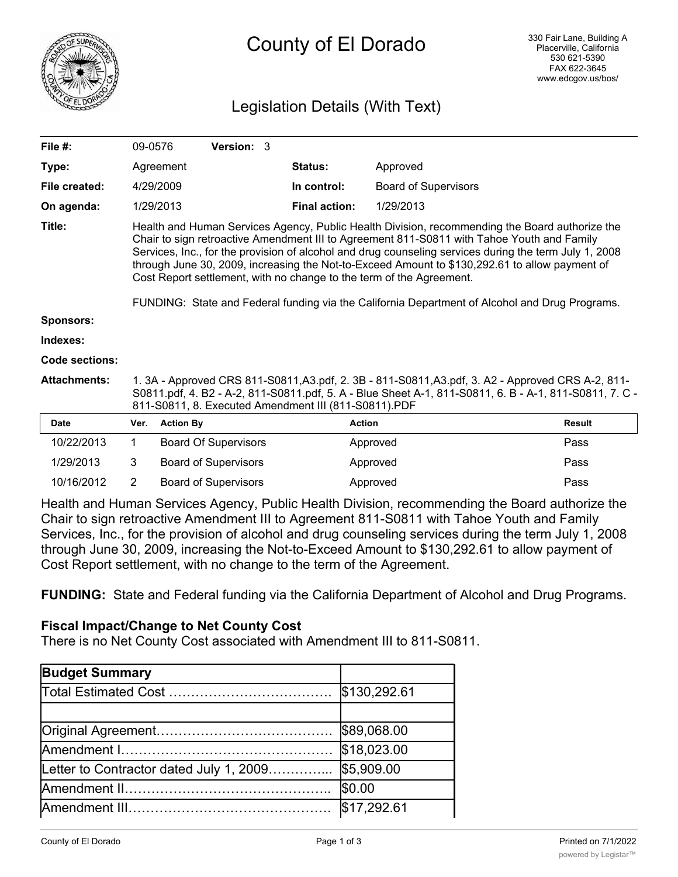# County of El Dorado

330 Fair Lane, Building A
Placerville, California
530 621-5390
FAX 622-3645
www.edcgov.us/bos/

## Legislation Details (With Text)

| | | | |
|---|---|---|---|
| **File #:** | 09-0576 **Version:** 3 | | |
| **Type:** | Agreement | **Status:** | Approved |
| **File created:** | 4/29/2009 | **In control:** | Board of Supervisors |
| **On agenda:** | 1/29/2013 | **Final action:** | 1/29/2013 |

**Title:** Health and Human Services Agency, Public Health Division, recommending the Board authorize the Chair to sign retroactive Amendment III to Agreement 811-S0811 with Tahoe Youth and Family Services, Inc., for the provision of alcohol and drug counseling services during the term July 1, 2008 through June 30, 2009, increasing the Not-to-Exceed Amount to $130,292.61 to allow payment of Cost Report settlement, with no change to the term of the Agreement.

FUNDING: State and Federal funding via the California Department of Alcohol and Drug Programs.

**Sponsors:**

**Indexes:**

**Code sections:**

**Attachments:** 1. 3A - Approved CRS 811-S0811,A3.pdf, 2. 3B - 811-S0811,A3.pdf, 3. A2 - Approved CRS A-2, 811-S0811.pdf, 4. B2 - A-2, 811-S0811.pdf, 5. A - Blue Sheet A-1, 811-S0811, 6. B - A-1, 811-S0811, 7. C - 811-S0811, 8. Executed Amendment III (811-S0811).PDF

| Date | Ver. | Action By | Action | Result |
|---|---|---|---|---|
| 10/22/2013 | 1 | Board Of Supervisors | Approved | Pass |
| 1/29/2013 | 3 | Board of Supervisors | Approved | Pass |
| 10/16/2012 | 2 | Board of Supervisors | Approved | Pass |

Health and Human Services Agency, Public Health Division, recommending the Board authorize the Chair to sign retroactive Amendment III to Agreement 811-S0811 with Tahoe Youth and Family Services, Inc., for the provision of alcohol and drug counseling services during the term July 1, 2008 through June 30, 2009, increasing the Not-to-Exceed Amount to $130,292.61 to allow payment of Cost Report settlement, with no change to the term of the Agreement.

**FUNDING:** State and Federal funding via the California Department of Alcohol and Drug Programs.

### Fiscal Impact/Change to Net County Cost

There is no Net County Cost associated with Amendment III to 811-S0811.

| **Budget Summary** | |
|---|---|
| Total Estimated Cost ……………………………… | $130,292.61 |
| | |
| Original Agreement………………………………… | $89,068.00 |
| Amendment I……………………………………… | $18,023.00 |
| Letter to Contractor dated July 1, 2009………….. | $5,909.00 |
| Amendment II…………………………………….. | $0.00 |
| Amendment III…………………………………… | $17,292.61 |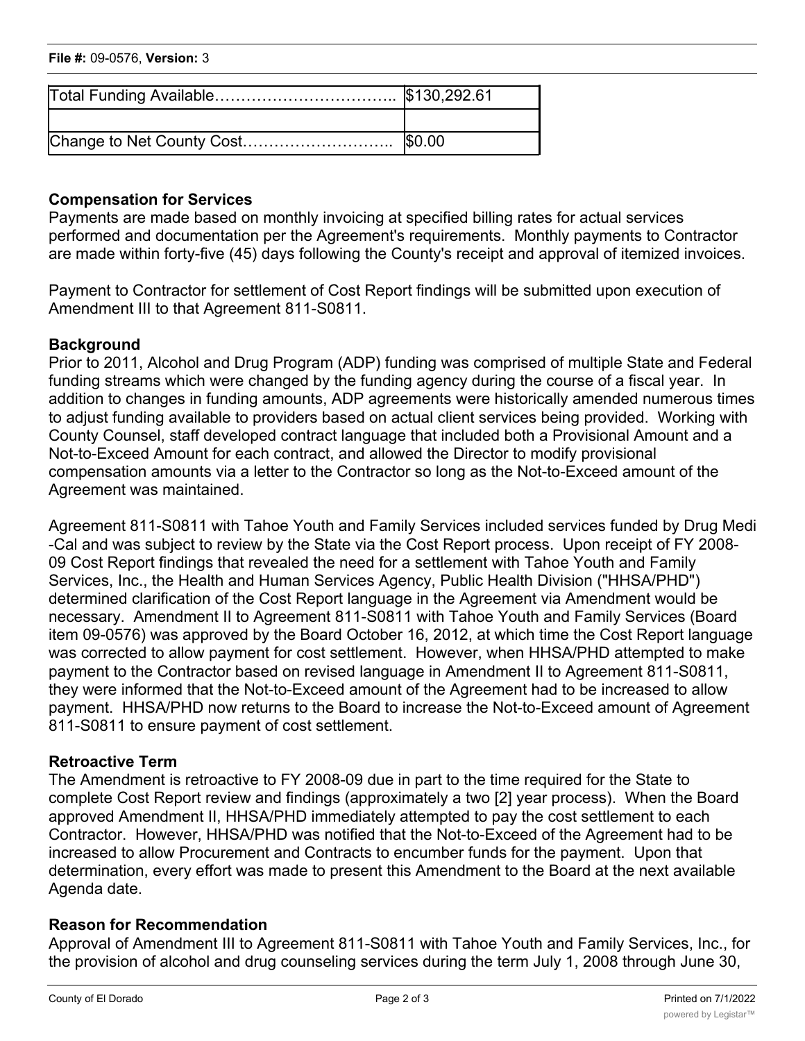| Total Funding Available…………………………….. | $130,292.61 |
|---|---|
| | |
| Change to Net County Cost……………………….. | $0.00 |

**Compensation for Services**

Payments are made based on monthly invoicing at specified billing rates for actual services performed and documentation per the Agreement's requirements. Monthly payments to Contractor are made within forty-five (45) days following the County's receipt and approval of itemized invoices.

Payment to Contractor for settlement of Cost Report findings will be submitted upon execution of Amendment III to that Agreement 811-S0811.

**Background**

Prior to 2011, Alcohol and Drug Program (ADP) funding was comprised of multiple State and Federal funding streams which were changed by the funding agency during the course of a fiscal year. In addition to changes in funding amounts, ADP agreements were historically amended numerous times to adjust funding available to providers based on actual client services being provided. Working with County Counsel, staff developed contract language that included both a Provisional Amount and a Not-to-Exceed Amount for each contract, and allowed the Director to modify provisional compensation amounts via a letter to the Contractor so long as the Not-to-Exceed amount of the Agreement was maintained.

Agreement 811-S0811 with Tahoe Youth and Family Services included services funded by Drug Medi-Cal and was subject to review by the State via the Cost Report process. Upon receipt of FY 2008-09 Cost Report findings that revealed the need for a settlement with Tahoe Youth and Family Services, Inc., the Health and Human Services Agency, Public Health Division ("HHSA/PHD") determined clarification of the Cost Report language in the Agreement via Amendment would be necessary. Amendment II to Agreement 811-S0811 with Tahoe Youth and Family Services (Board item 09-0576) was approved by the Board October 16, 2012, at which time the Cost Report language was corrected to allow payment for cost settlement. However, when HHSA/PHD attempted to make payment to the Contractor based on revised language in Amendment II to Agreement 811-S0811, they were informed that the Not-to-Exceed amount of the Agreement had to be increased to allow payment. HHSA/PHD now returns to the Board to increase the Not-to-Exceed amount of Agreement 811-S0811 to ensure payment of cost settlement.

**Retroactive Term**

The Amendment is retroactive to FY 2008-09 due in part to the time required for the State to complete Cost Report review and findings (approximately a two [2] year process). When the Board approved Amendment II, HHSA/PHD immediately attempted to pay the cost settlement to each Contractor. However, HHSA/PHD was notified that the Not-to-Exceed of the Agreement had to be increased to allow Procurement and Contracts to encumber funds for the payment. Upon that determination, every effort was made to present this Amendment to the Board at the next available Agenda date.

**Reason for Recommendation**

Approval of Amendment III to Agreement 811-S0811 with Tahoe Youth and Family Services, Inc., for the provision of alcohol and drug counseling services during the term July 1, 2008 through June 30,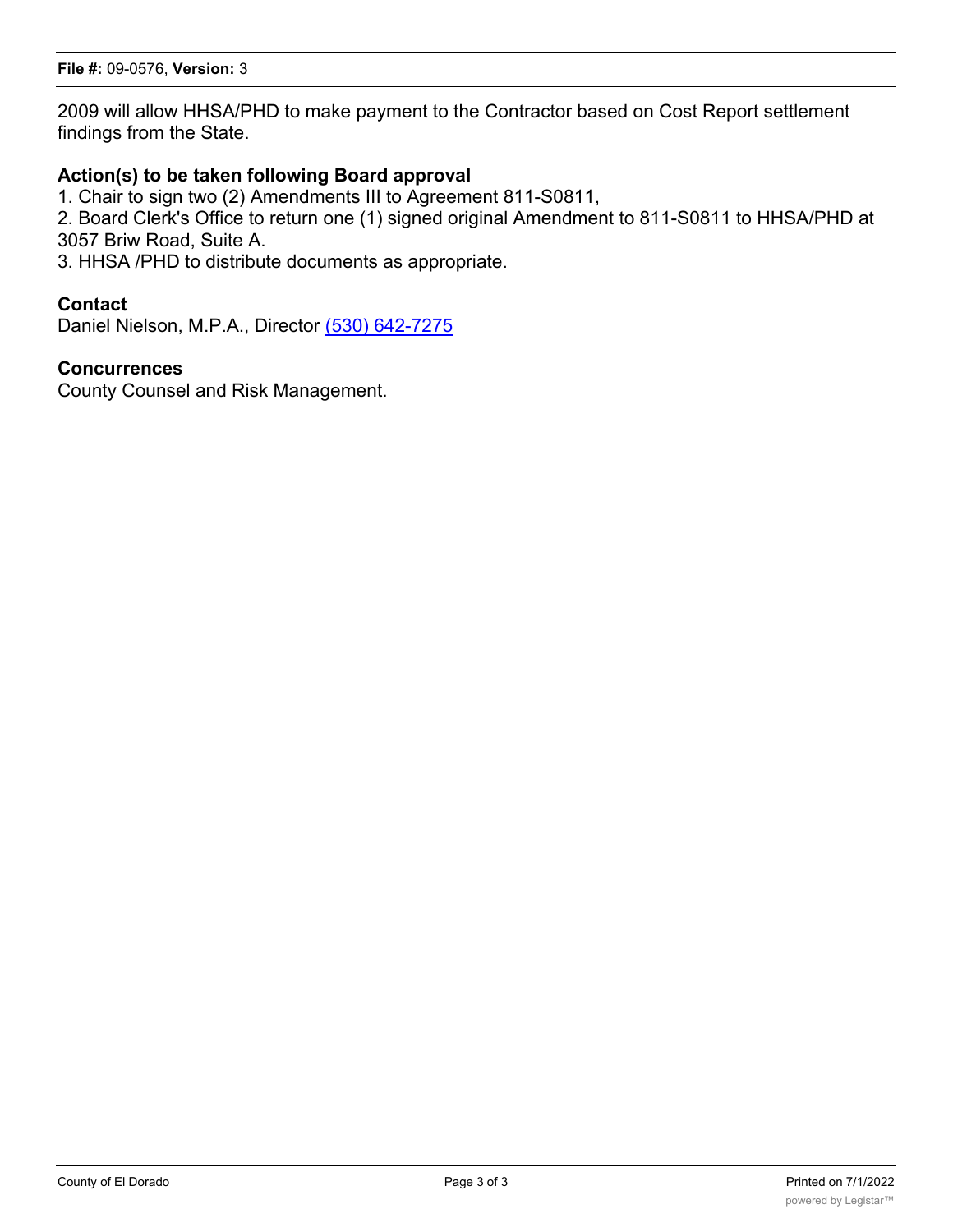2009 will allow HHSA/PHD to make payment to the Contractor based on Cost Report settlement findings from the State.

**Action(s) to be taken following Board approval**

1. Chair to sign two (2) Amendments III to Agreement 811-S0811,
2. Board Clerk's Office to return one (1) signed original Amendment to 811-S0811 to HHSA/PHD at 3057 Briw Road, Suite A.
3. HHSA /PHD to distribute documents as appropriate.

**Contact**

Daniel Nielson, M.P.A., Director (530) 642-7275

**Concurrences**

County Counsel and Risk Management.